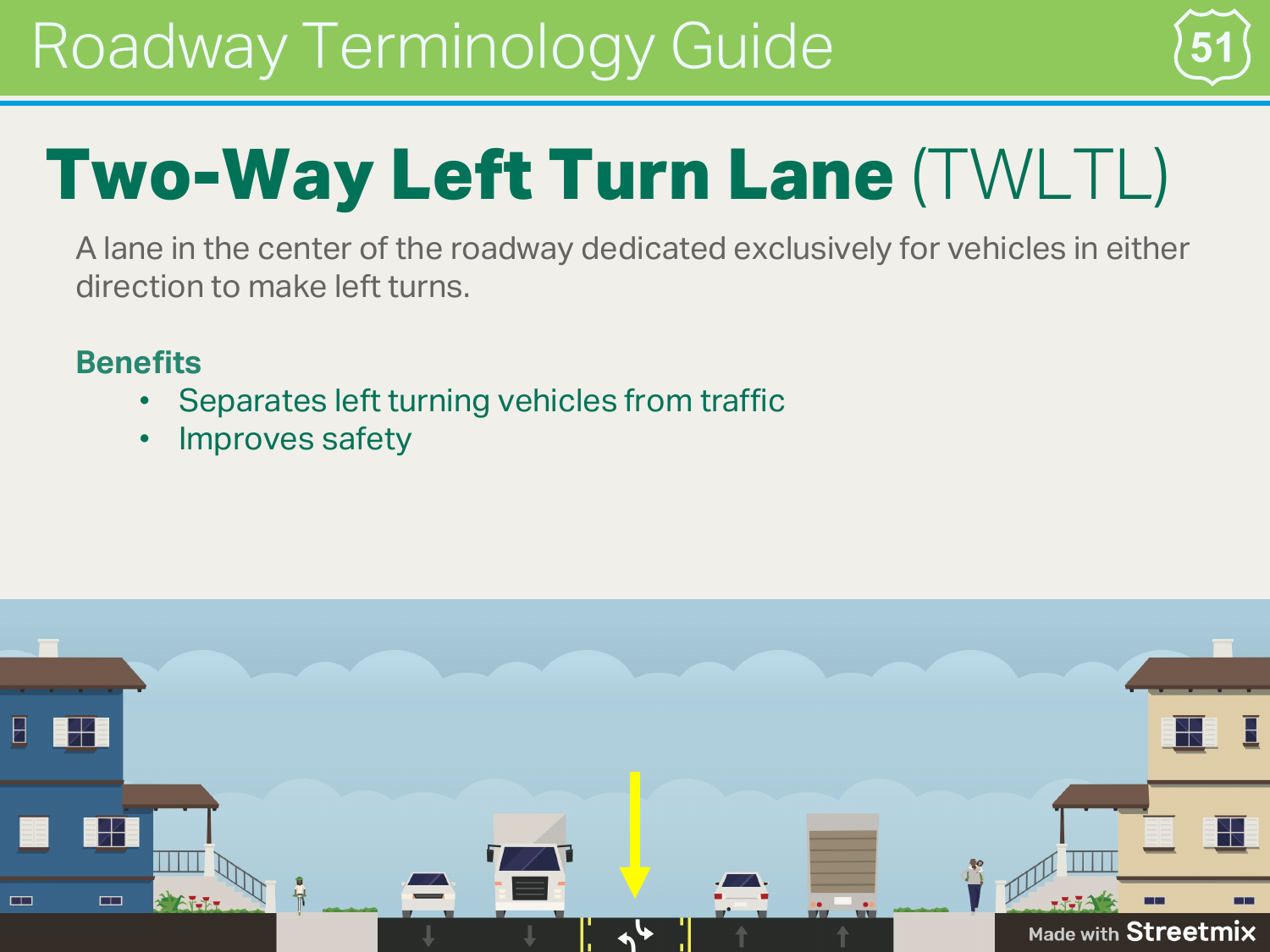# Roadway Terminology Guide

## Two-Way Left Turn Lane (TWLTL)

A lane in the center of the roadway dedicated exclusively for vehicles in either direction to make left turns.

### Benefits

- Separates left turning vehicles from traffic
- Improves safety

Made with Streetmix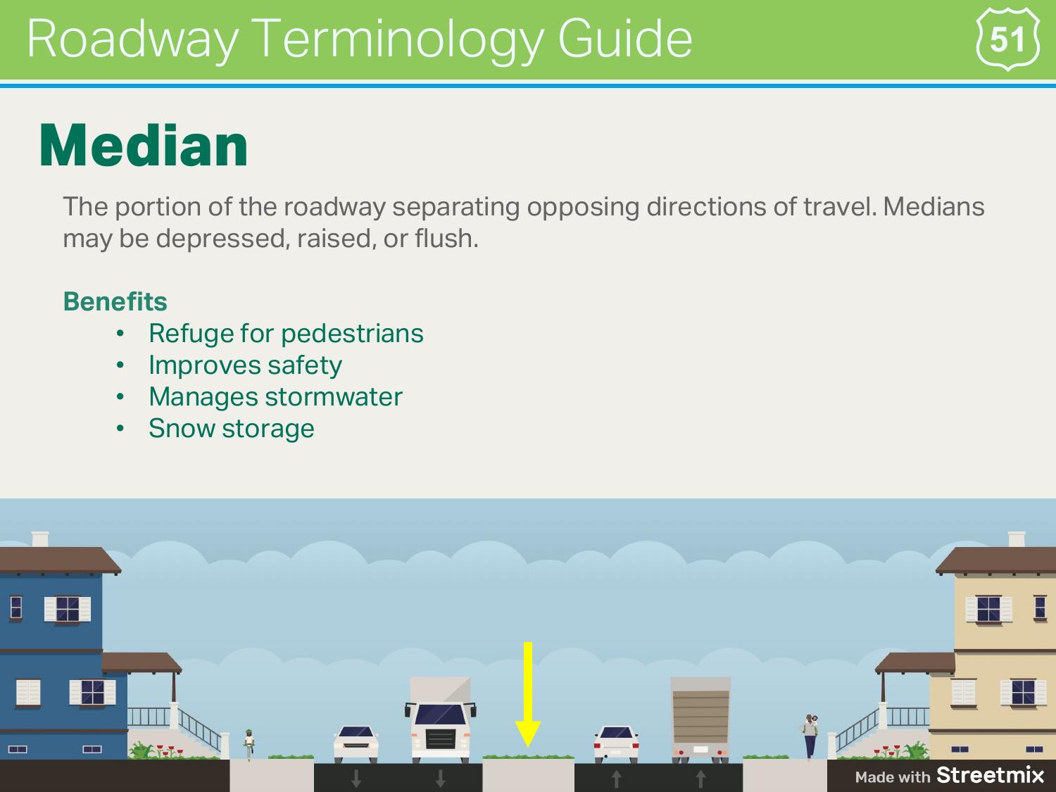# Roadway Terminology Guide

## Median

The portion of the roadway separating opposing directions of travel. Medians may be depressed, raised, or flush.

### Benefits

- Refuge for pedestrians
- Improves safety
- Manages stormwater
- Snow storage

Made with Streetmix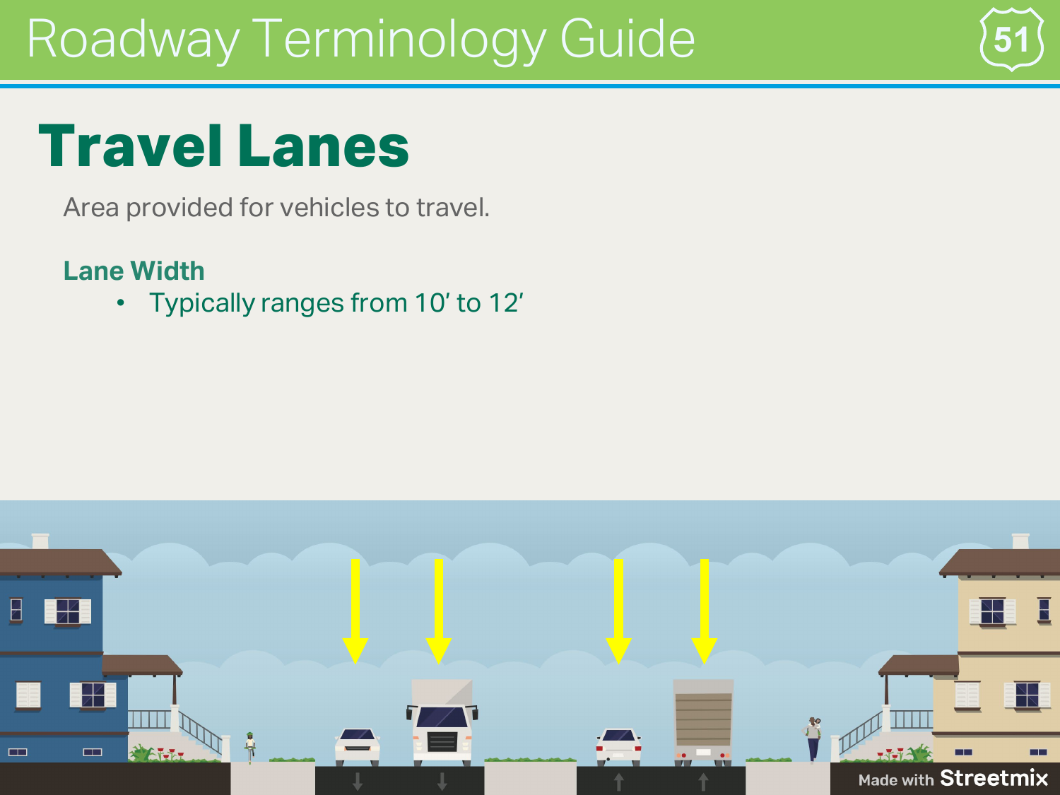# Roadway Terminology Guide

## Travel Lanes

Area provided for vehicles to travel.

### Lane Width

- Typically ranges from 10′ to 12′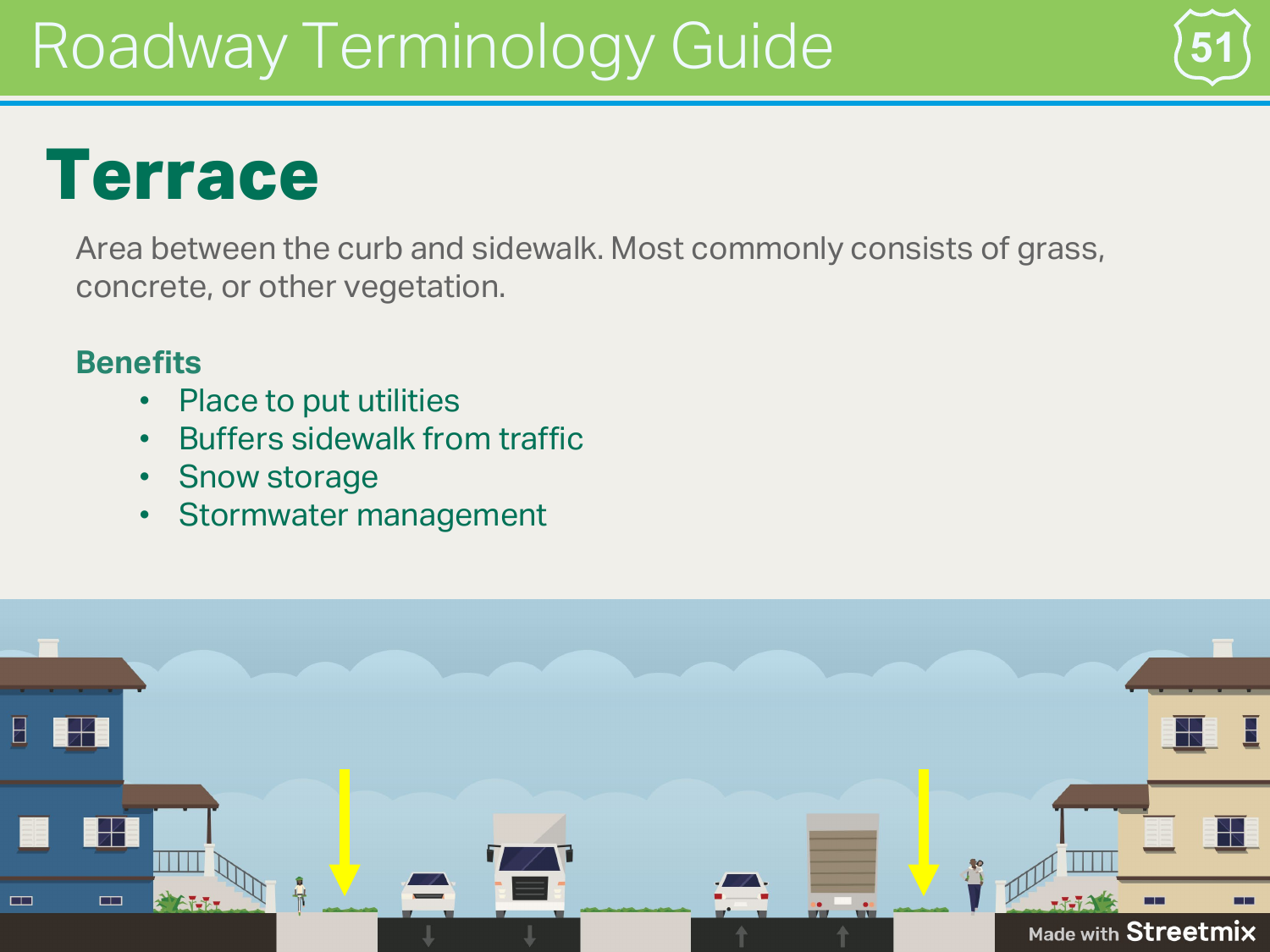# Roadway Terminology Guide

## Terrace

Area between the curb and sidewalk. Most commonly consists of grass, concrete, or other vegetation.

### Benefits

- Place to put utilities
- Buffers sidewalk from traffic
- Snow storage
- Stormwater management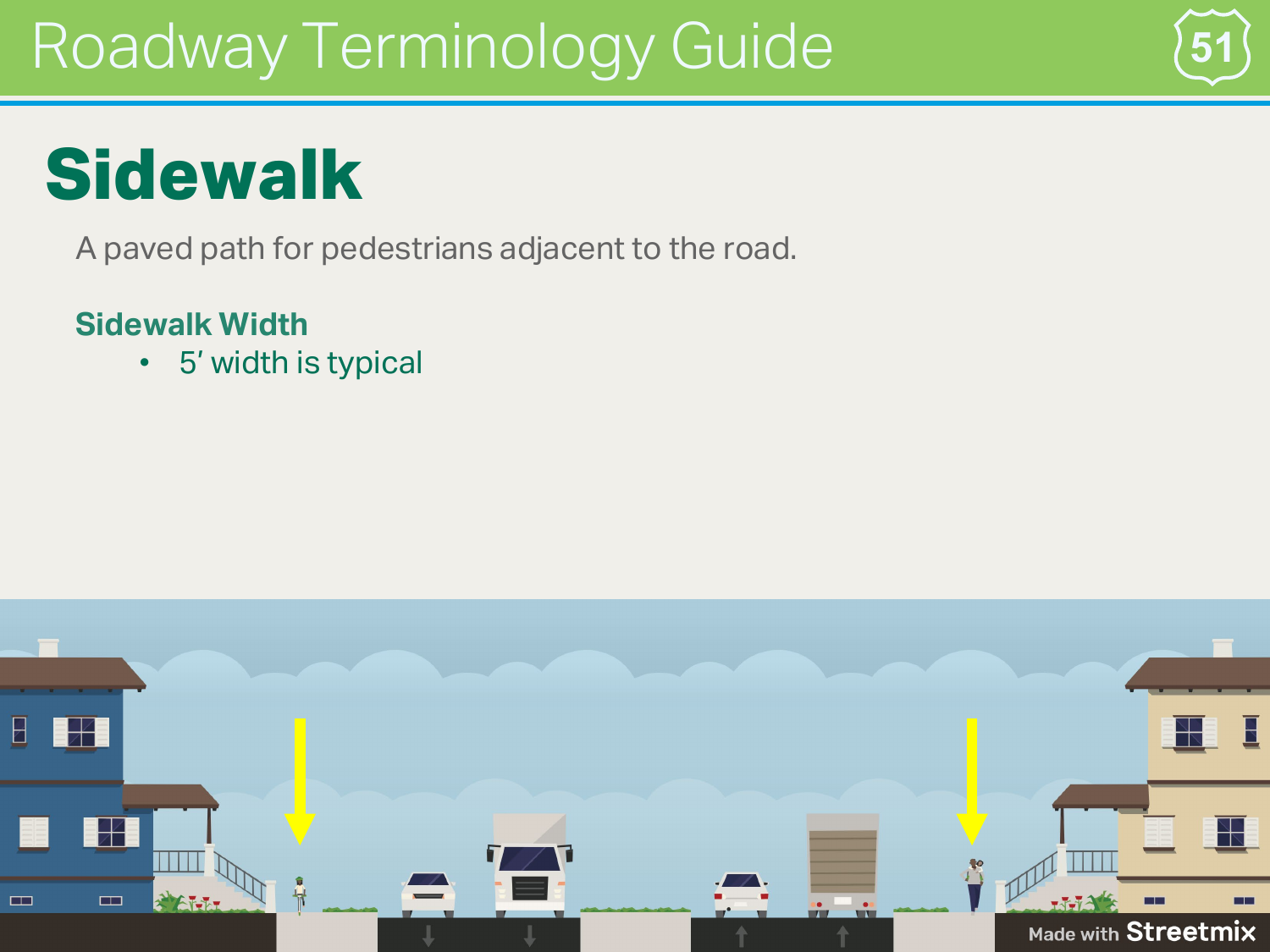# Roadway Terminology Guide

## Sidewalk

A paved path for pedestrians adjacent to the road.

### Sidewalk Width

- 5′ width is typical

Made with Streetmix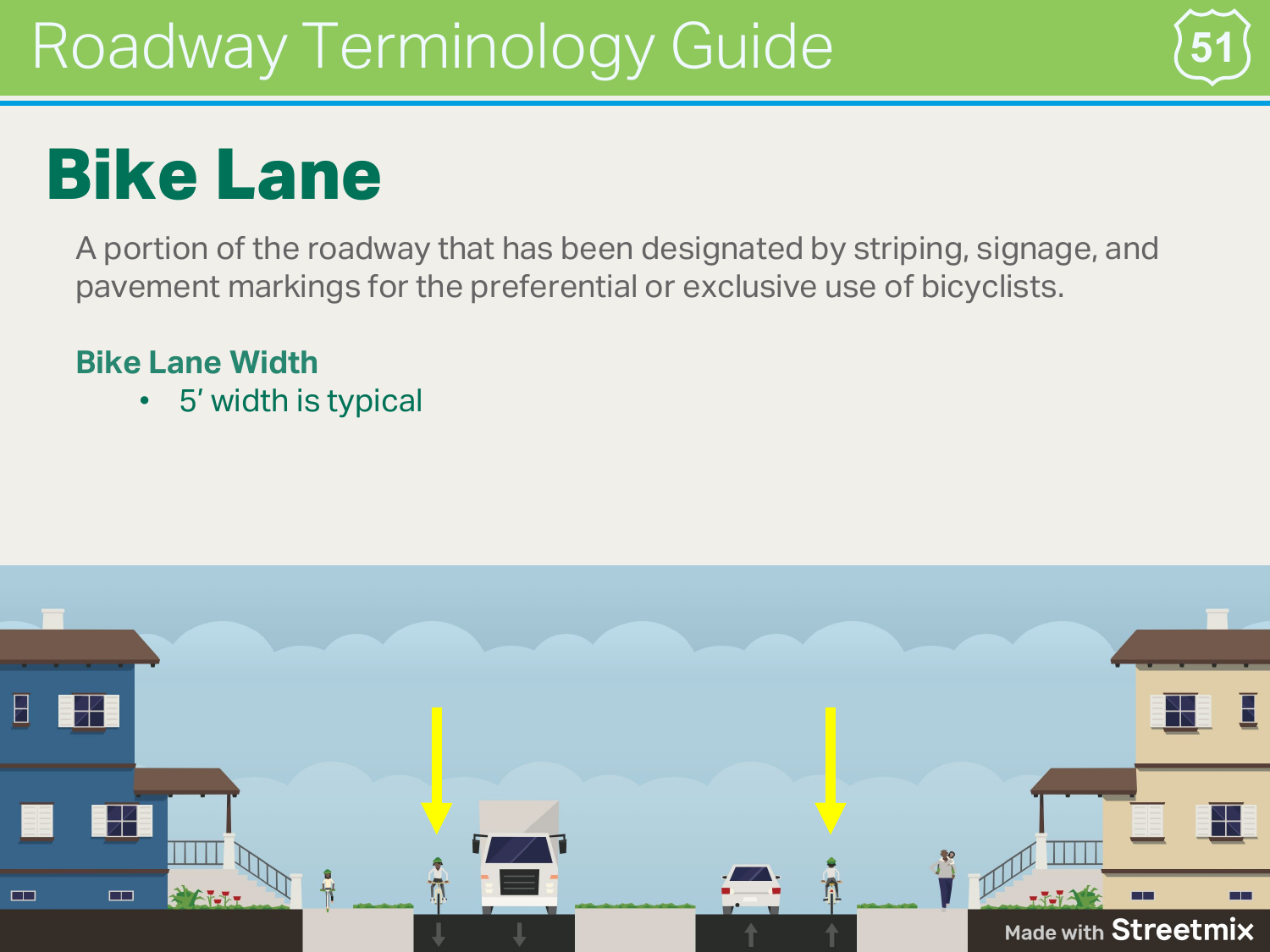# Roadway Terminology Guide

## Bike Lane

A portion of the roadway that has been designated by striping, signage, and pavement markings for the preferential or exclusive use of bicyclists.

### Bike Lane Width

- 5′ width is typical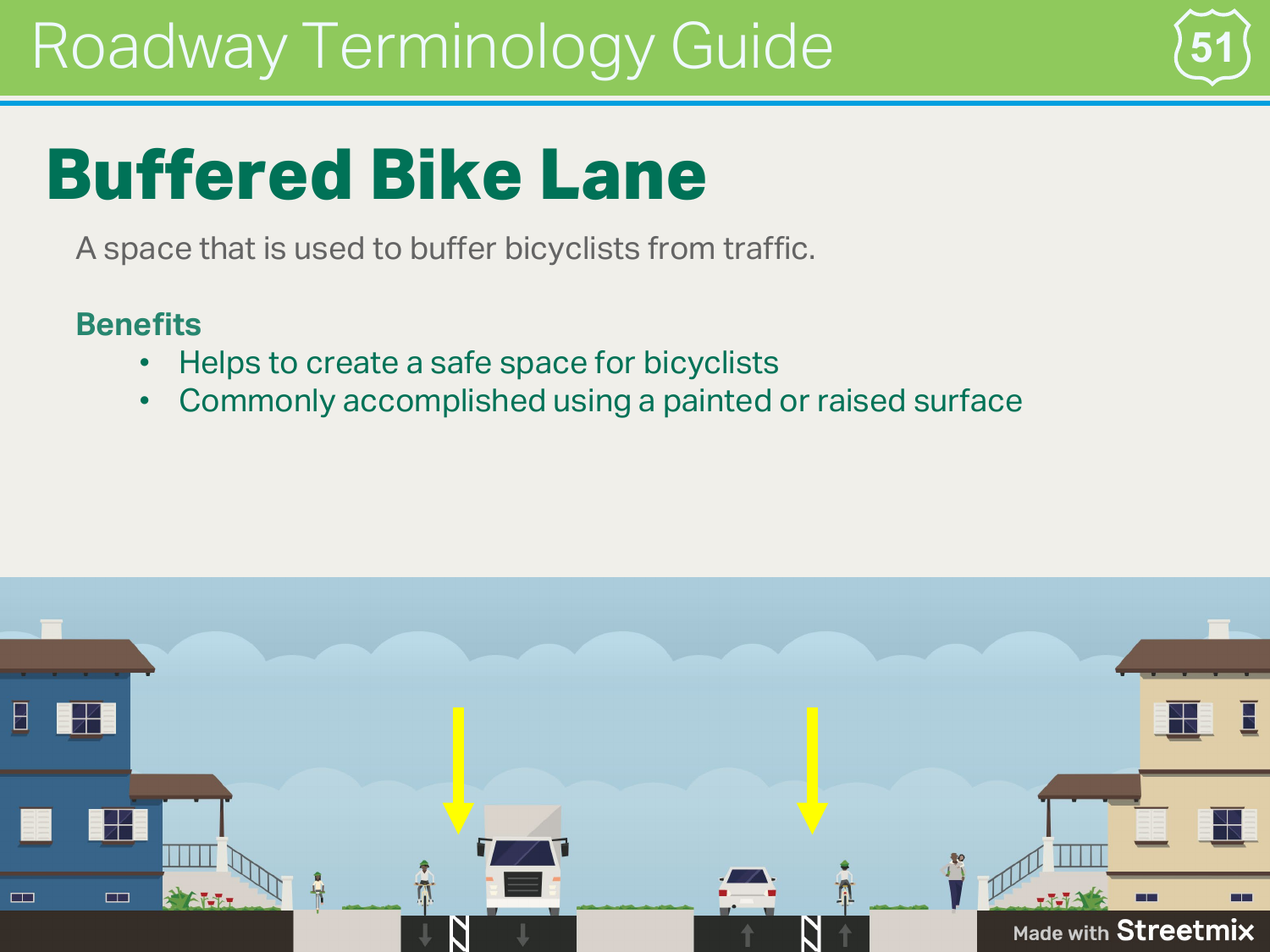# Roadway Terminology Guide

## Buffered Bike Lane

A space that is used to buffer bicyclists from traffic.

### Benefits

- Helps to create a safe space for bicyclists
- Commonly accomplished using a painted or raised surface

Made with Streetmix